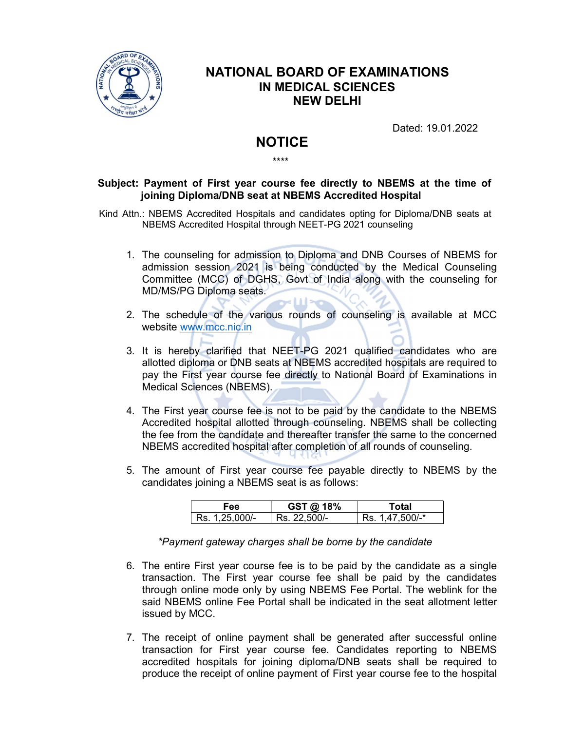# NATIONAL BOARD OF EXAMINATIONS
## IN MEDICAL SCIENCES
## NEW DELHI

Dated: 19.01.2022

## NOTICE

****

**Subject: Payment of First year course fee directly to NBEMS at the time of joining Diploma/DNB seat at NBEMS Accredited Hospital**

Kind Attn.: NBEMS Accredited Hospitals and candidates opting for Diploma/DNB seats at NBEMS Accredited Hospital through NEET-PG 2021 counseling

1. The counseling for admission to Diploma and DNB Courses of NBEMS for admission session 2021 is being conducted by the Medical Counseling Committee (MCC) of DGHS, Govt of India along with the counseling for MD/MS/PG Diploma seats.

2. The schedule of the various rounds of counseling is available at MCC website www.mcc.nic.in

3. It is hereby clarified that NEET-PG 2021 qualified candidates who are allotted diploma or DNB seats at NBEMS accredited hospitals are required to pay the First year course fee directly to National Board of Examinations in Medical Sciences (NBEMS).

4. The First year course fee is not to be paid by the candidate to the NBEMS Accredited hospital allotted through counseling. NBEMS shall be collecting the fee from the candidate and thereafter transfer the same to the concerned NBEMS accredited hospital after completion of all rounds of counseling.

5. The amount of First year course fee payable directly to NBEMS by the candidates joining a NBEMS seat is as follows:

| Fee | GST @ 18% | Total |
|---|---|---|
| Rs. 1,25,000/- | Rs. 22,500/- | Rs. 1,47,500/-* |

*\*Payment gateway charges shall be borne by the candidate*

6. The entire First year course fee is to be paid by the candidate as a single transaction. The First year course fee shall be paid by the candidates through online mode only by using NBEMS Fee Portal. The weblink for the said NBEMS online Fee Portal shall be indicated in the seat allotment letter issued by MCC.

7. The receipt of online payment shall be generated after successful online transaction for First year course fee. Candidates reporting to NBEMS accredited hospitals for joining diploma/DNB seats shall be required to produce the receipt of online payment of First year course fee to the hospital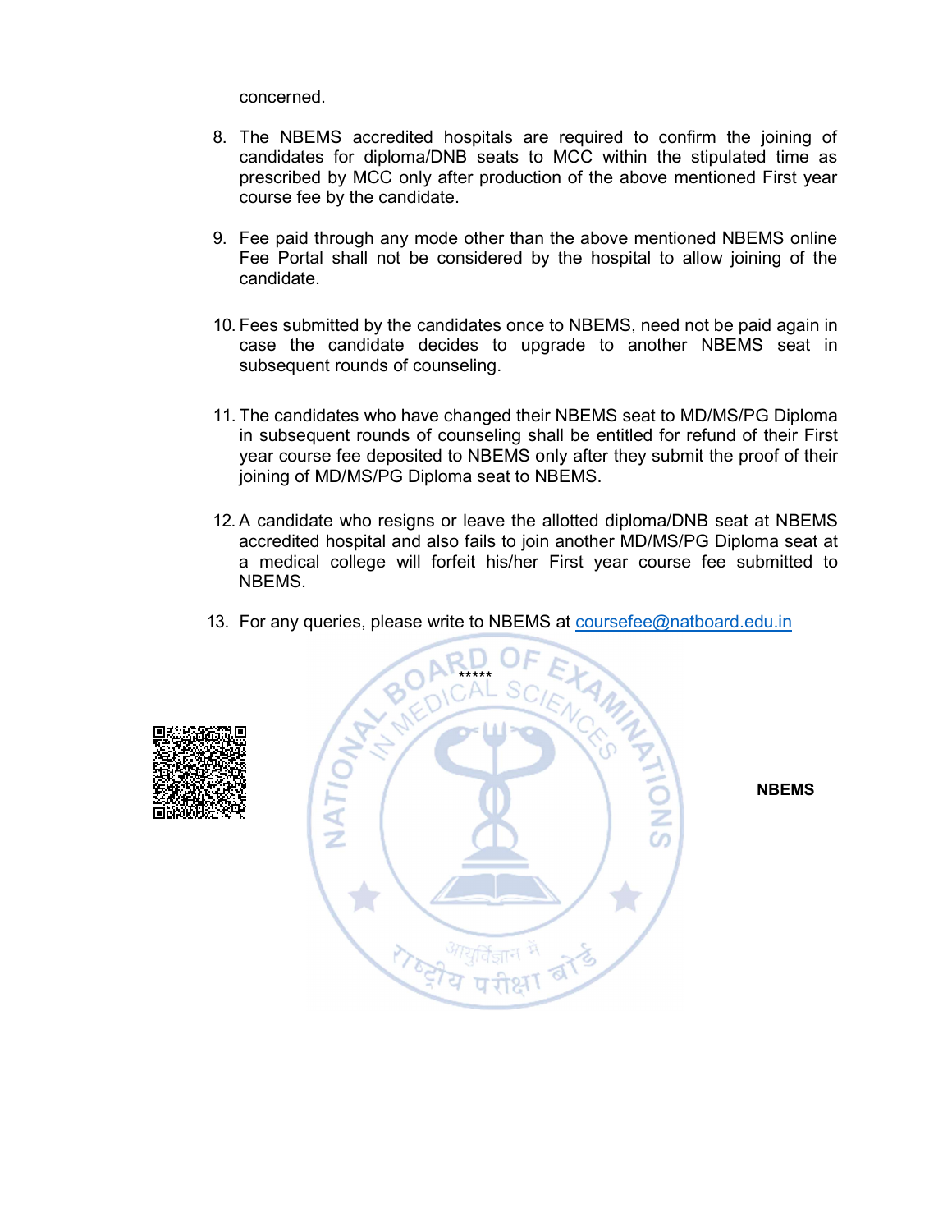concerned.

8. The NBEMS accredited hospitals are required to confirm the joining of candidates for diploma/DNB seats to MCC within the stipulated time as prescribed by MCC only after production of the above mentioned First year course fee by the candidate.

9. Fee paid through any mode other than the above mentioned NBEMS online Fee Portal shall not be considered by the hospital to allow joining of the candidate.

10. Fees submitted by the candidates once to NBEMS, need not be paid again in case the candidate decides to upgrade to another NBEMS seat in subsequent rounds of counseling.

11. The candidates who have changed their NBEMS seat to MD/MS/PG Diploma in subsequent rounds of counseling shall be entitled for refund of their First year course fee deposited to NBEMS only after they submit the proof of their joining of MD/MS/PG Diploma seat to NBEMS.

12. A candidate who resigns or leave the allotted diploma/DNB seat at NBEMS accredited hospital and also fails to join another MD/MS/PG Diploma seat at a medical college will forfeit his/her First year course fee submitted to NBEMS.

13. For any queries, please write to NBEMS at coursefee@natboard.edu.in

*****

**NBEMS**